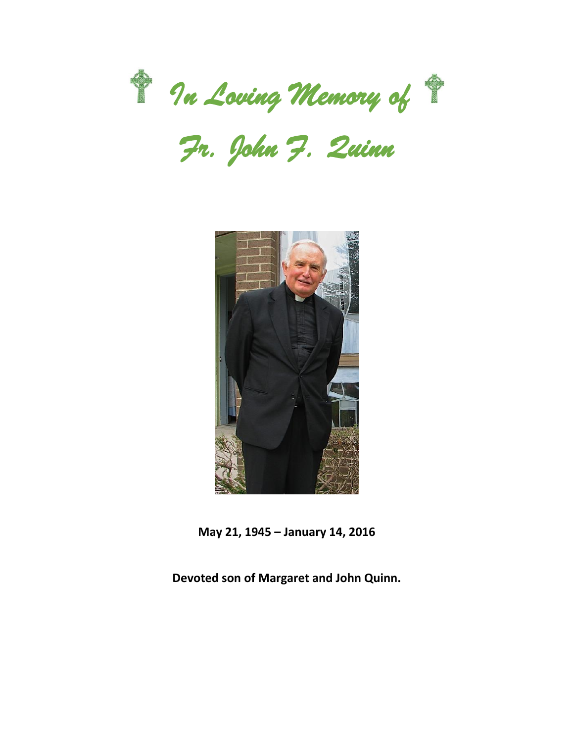# In Loving Memory of

# Fr. John F. Quinn

**May 21, 1945 – January 14, 2016**

**Devoted son of Margaret and John Quinn.**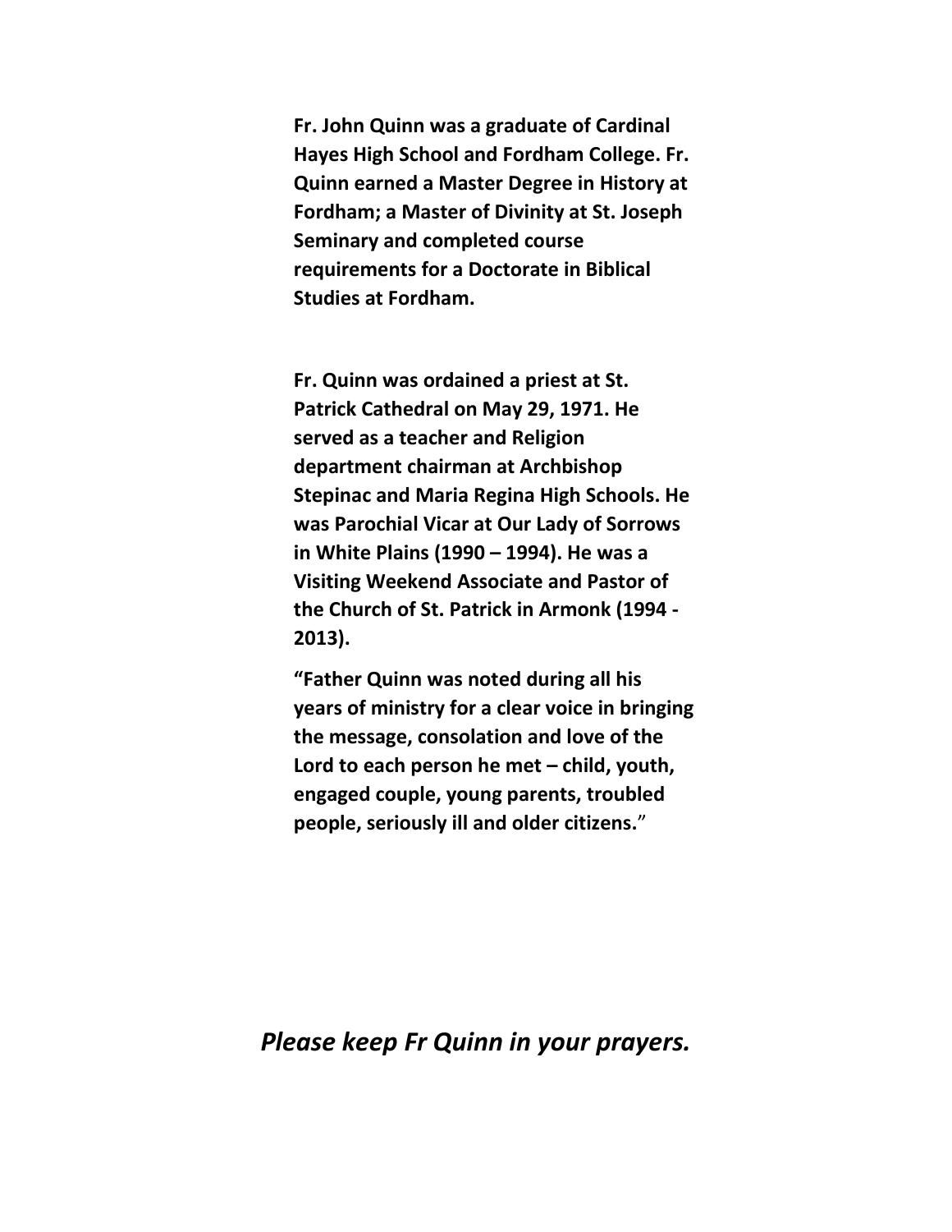**Fr. John Quinn was a graduate of Cardinal Hayes High School and Fordham College. Fr. Quinn earned a Master Degree in History at Fordham; a Master of Divinity at St. Joseph Seminary and completed course requirements for a Doctorate in Biblical Studies at Fordham.**

**Fr. Quinn was ordained a priest at St. Patrick Cathedral on May 29, 1971. He served as a teacher and Religion department chairman at Archbishop Stepinac and Maria Regina High Schools. He was Parochial Vicar at Our Lady of Sorrows in White Plains (1990 – 1994). He was a Visiting Weekend Associate and Pastor of the Church of St. Patrick in Armonk (1994 - 2013).**

**"Father Quinn was noted during all his years of ministry for a clear voice in bringing the message, consolation and love of the Lord to each person he met – child, youth, engaged couple, young parents, troubled people, seriously ill and older citizens."**

***Please keep Fr Quinn in your prayers.***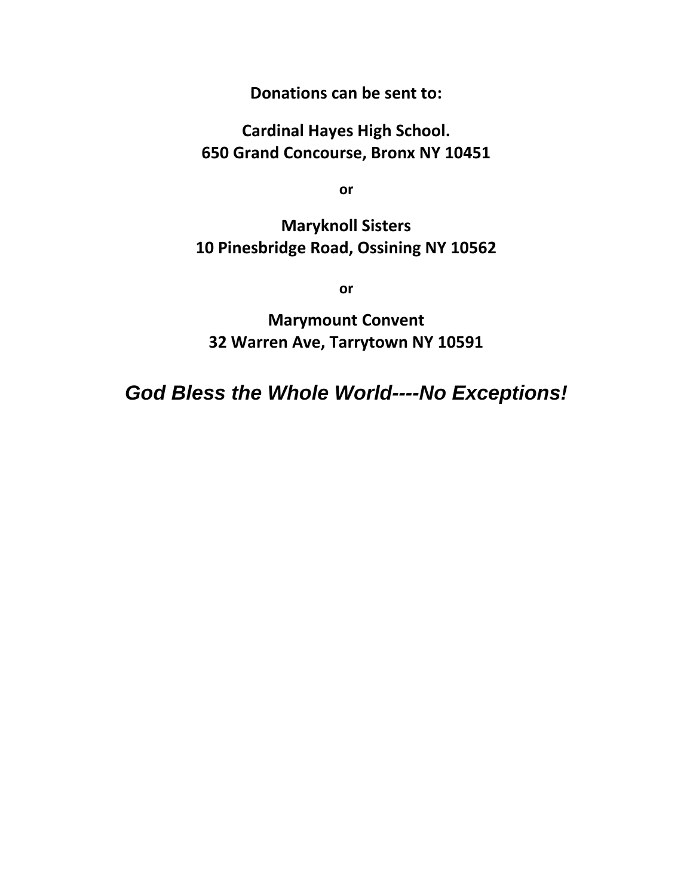**Donations can be sent to:**

**Cardinal Hayes High School.**
**650 Grand Concourse, Bronx NY 10451**

**or**

**Maryknoll Sisters**
**10 Pinesbridge Road, Ossining NY 10562**

**or**

**Marymount Convent**
**32 Warren Ave, Tarrytown NY 10591**

***God Bless the Whole World----No Exceptions!***